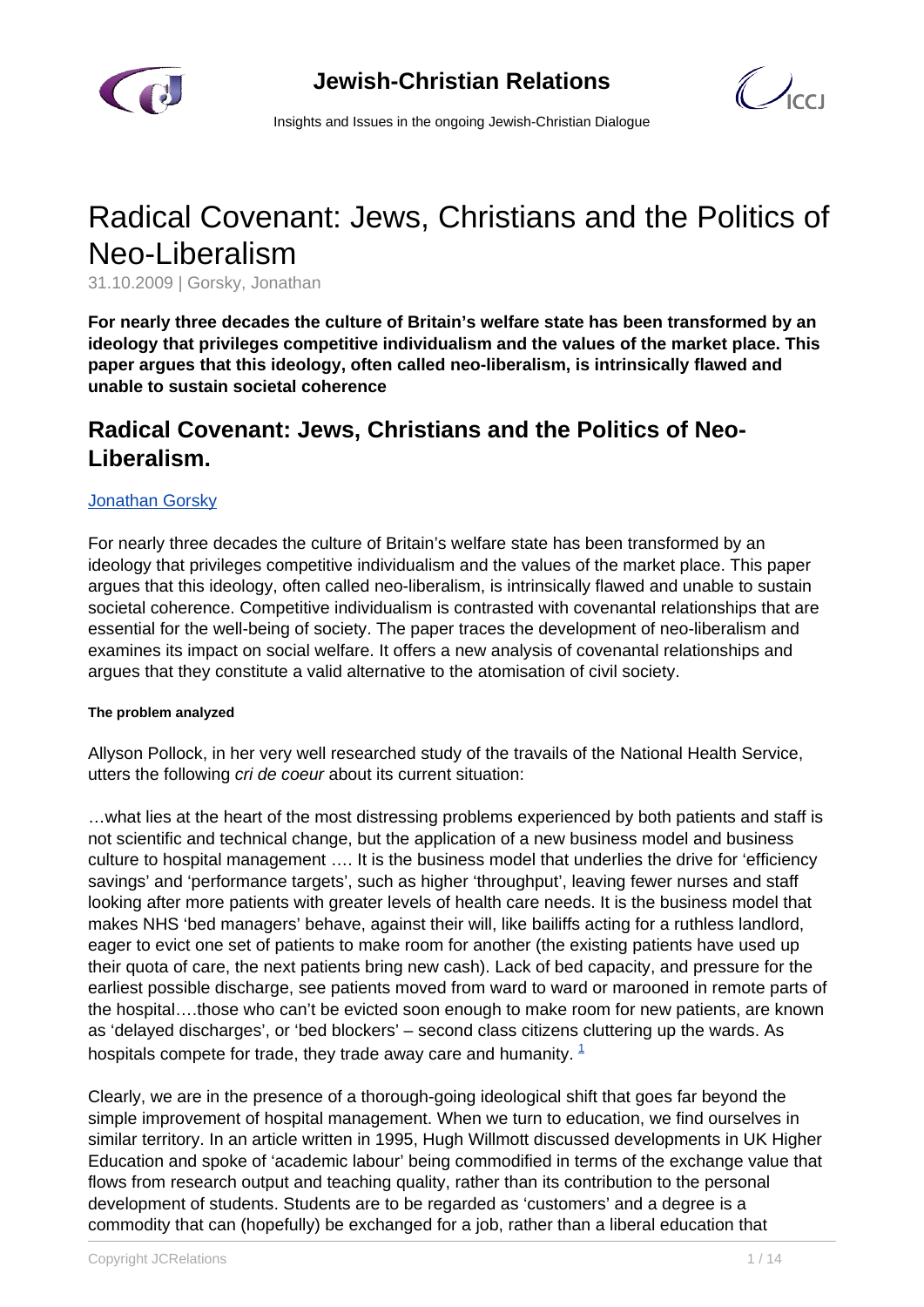# Radical Covenant: Jews, Christians and the Politics of Neo-Liberalism

31.10.2009 | Gorsky, Jonathan

**For nearly three decades the culture of Britain's welfare state has been transformed by an ideology that privileges competitive individualism and the values of the market place. This paper argues that this ideology, often called neo-liberalism, is intrinsically flawed and unable to sustain societal coherence**

## Radical Covenant: Jews, Christians and the Politics of Neo-Liberalism.

Jonathan Gorsky

For nearly three decades the culture of Britain's welfare state has been transformed by an ideology that privileges competitive individualism and the values of the market place. This paper argues that this ideology, often called neo-liberalism, is intrinsically flawed and unable to sustain societal coherence. Competitive individualism is contrasted with covenantal relationships that are essential for the well-being of society. The paper traces the development of neo-liberalism and examines its impact on social welfare. It offers a new analysis of covenantal relationships and argues that they constitute a valid alternative to the atomisation of civil society.

##### The problem analyzed

Allyson Pollock, in her very well researched study of the travails of the National Health Service, utters the following *cri de coeur* about its current situation:

…what lies at the heart of the most distressing problems experienced by both patients and staff is not scientific and technical change, but the application of a new business model and business culture to hospital management …. It is the business model that underlies the drive for 'efficiency savings' and 'performance targets', such as higher 'throughput', leaving fewer nurses and staff looking after more patients with greater levels of health care needs. It is the business model that makes NHS 'bed managers' behave, against their will, like bailiffs acting for a ruthless landlord, eager to evict one set of patients to make room for another (the existing patients have used up their quota of care, the next patients bring new cash). Lack of bed capacity, and pressure for the earliest possible discharge, see patients moved from ward to ward or marooned in remote parts of the hospital….those who can't be evicted soon enough to make room for new patients, are known as 'delayed discharges', or 'bed blockers' – second class citizens cluttering up the wards. As hospitals compete for trade, they trade away care and humanity. [1]

Clearly, we are in the presence of a thorough-going ideological shift that goes far beyond the simple improvement of hospital management. When we turn to education, we find ourselves in similar territory. In an article written in 1995, Hugh Willmott discussed developments in UK Higher Education and spoke of 'academic labour' being commodified in terms of the exchange value that flows from research output and teaching quality, rather than its contribution to the personal development of students. Students are to be regarded as 'customers' and a degree is a commodity that can (hopefully) be exchanged for a job, rather than a liberal education that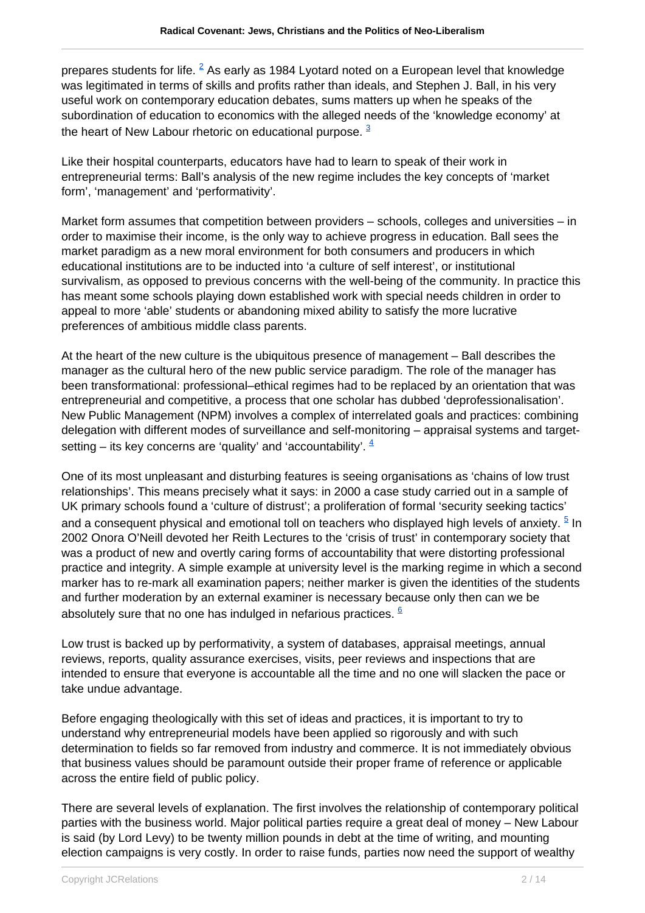prepares students for life. [2] As early as 1984 Lyotard noted on a European level that knowledge was legitimated in terms of skills and profits rather than ideals, and Stephen J. Ball, in his very useful work on contemporary education debates, sums matters up when he speaks of the subordination of education to economics with the alleged needs of the 'knowledge economy' at the heart of New Labour rhetoric on educational purpose. [3]

Like their hospital counterparts, educators have had to learn to speak of their work in entrepreneurial terms: Ball's analysis of the new regime includes the key concepts of 'market form', 'management' and 'performativity'.

Market form assumes that competition between providers – schools, colleges and universities – in order to maximise their income, is the only way to achieve progress in education. Ball sees the market paradigm as a new moral environment for both consumers and producers in which educational institutions are to be inducted into 'a culture of self interest', or institutional survivalism, as opposed to previous concerns with the well-being of the community. In practice this has meant some schools playing down established work with special needs children in order to appeal to more 'able' students or abandoning mixed ability to satisfy the more lucrative preferences of ambitious middle class parents.

At the heart of the new culture is the ubiquitous presence of management – Ball describes the manager as the cultural hero of the new public service paradigm. The role of the manager has been transformational: professional–ethical regimes had to be replaced by an orientation that was entrepreneurial and competitive, a process that one scholar has dubbed 'deprofessionalisation'. New Public Management (NPM) involves a complex of interrelated goals and practices: combining delegation with different modes of surveillance and self-monitoring – appraisal systems and target-setting – its key concerns are 'quality' and 'accountability'. [4]

One of its most unpleasant and disturbing features is seeing organisations as 'chains of low trust relationships'. This means precisely what it says: in 2000 a case study carried out in a sample of UK primary schools found a 'culture of distrust'; a proliferation of formal 'security seeking tactics' and a consequent physical and emotional toll on teachers who displayed high levels of anxiety. [5] In 2002 Onora O'Neill devoted her Reith Lectures to the 'crisis of trust' in contemporary society that was a product of new and overtly caring forms of accountability that were distorting professional practice and integrity. A simple example at university level is the marking regime in which a second marker has to re-mark all examination papers; neither marker is given the identities of the students and further moderation by an external examiner is necessary because only then can we be absolutely sure that no one has indulged in nefarious practices. [6]

Low trust is backed up by performativity, a system of databases, appraisal meetings, annual reviews, reports, quality assurance exercises, visits, peer reviews and inspections that are intended to ensure that everyone is accountable all the time and no one will slacken the pace or take undue advantage.

Before engaging theologically with this set of ideas and practices, it is important to try to understand why entrepreneurial models have been applied so rigorously and with such determination to fields so far removed from industry and commerce. It is not immediately obvious that business values should be paramount outside their proper frame of reference or applicable across the entire field of public policy.

There are several levels of explanation. The first involves the relationship of contemporary political parties with the business world. Major political parties require a great deal of money – New Labour is said (by Lord Levy) to be twenty million pounds in debt at the time of writing, and mounting election campaigns is very costly. In order to raise funds, parties now need the support of wealthy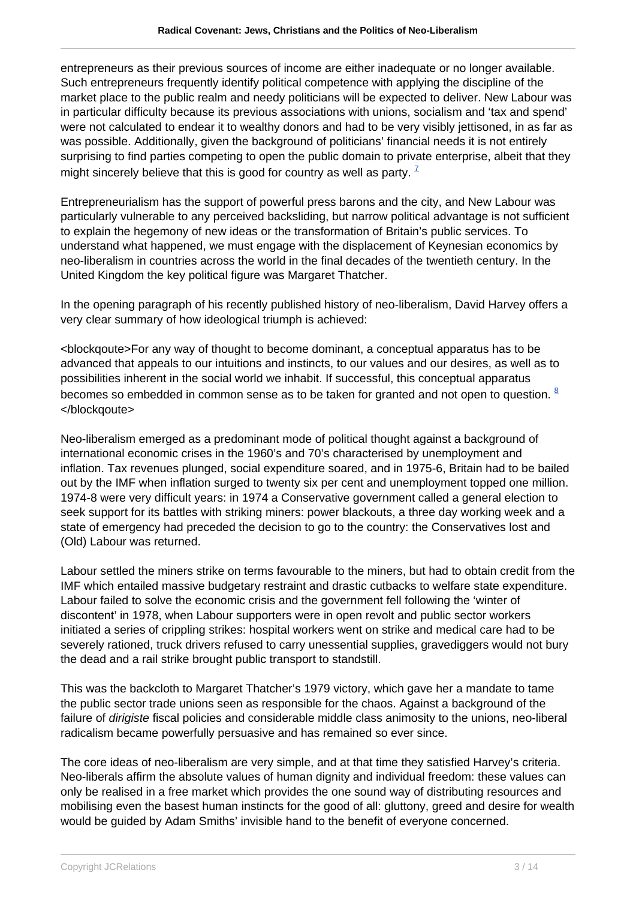entrepreneurs as their previous sources of income are either inadequate or no longer available. Such entrepreneurs frequently identify political competence with applying the discipline of the market place to the public realm and needy politicians will be expected to deliver. New Labour was in particular difficulty because its previous associations with unions, socialism and 'tax and spend' were not calculated to endear it to wealthy donors and had to be very visibly jettisoned, in as far as was possible. Additionally, given the background of politicians' financial needs it is not entirely surprising to find parties competing to open the public domain to private enterprise, albeit that they might sincerely believe that this is good for country as well as party. [7]

Entrepreneurialism has the support of powerful press barons and the city, and New Labour was particularly vulnerable to any perceived backsliding, but narrow political advantage is not sufficient to explain the hegemony of new ideas or the transformation of Britain's public services. To understand what happened, we must engage with the displacement of Keynesian economics by neo-liberalism in countries across the world in the final decades of the twentieth century. In the United Kingdom the key political figure was Margaret Thatcher.

In the opening paragraph of his recently published history of neo-liberalism, David Harvey offers a very clear summary of how ideological triumph is achieved:

> For any way of thought to become dominant, a conceptual apparatus has to be advanced that appeals to our intuitions and instincts, to our values and our desires, as well as to possibilities inherent in the social world we inhabit. If successful, this conceptual apparatus becomes so embedded in common sense as to be taken for granted and not open to question. [8]

Neo-liberalism emerged as a predominant mode of political thought against a background of international economic crises in the 1960's and 70's characterised by unemployment and inflation. Tax revenues plunged, social expenditure soared, and in 1975-6, Britain had to be bailed out by the IMF when inflation surged to twenty six per cent and unemployment topped one million. 1974-8 were very difficult years: in 1974 a Conservative government called a general election to seek support for its battles with striking miners: power blackouts, a three day working week and a state of emergency had preceded the decision to go to the country: the Conservatives lost and (Old) Labour was returned.

Labour settled the miners strike on terms favourable to the miners, but had to obtain credit from the IMF which entailed massive budgetary restraint and drastic cutbacks to welfare state expenditure. Labour failed to solve the economic crisis and the government fell following the 'winter of discontent' in 1978, when Labour supporters were in open revolt and public sector workers initiated a series of crippling strikes: hospital workers went on strike and medical care had to be severely rationed, truck drivers refused to carry unessential supplies, gravediggers would not bury the dead and a rail strike brought public transport to standstill.

This was the backcloth to Margaret Thatcher's 1979 victory, which gave her a mandate to tame the public sector trade unions seen as responsible for the chaos. Against a background of the failure of *dirigiste* fiscal policies and considerable middle class animosity to the unions, neo-liberal radicalism became powerfully persuasive and has remained so ever since.

The core ideas of neo-liberalism are very simple, and at that time they satisfied Harvey's criteria. Neo-liberals affirm the absolute values of human dignity and individual freedom: these values can only be realised in a free market which provides the one sound way of distributing resources and mobilising even the basest human instincts for the good of all: gluttony, greed and desire for wealth would be guided by Adam Smiths' invisible hand to the benefit of everyone concerned.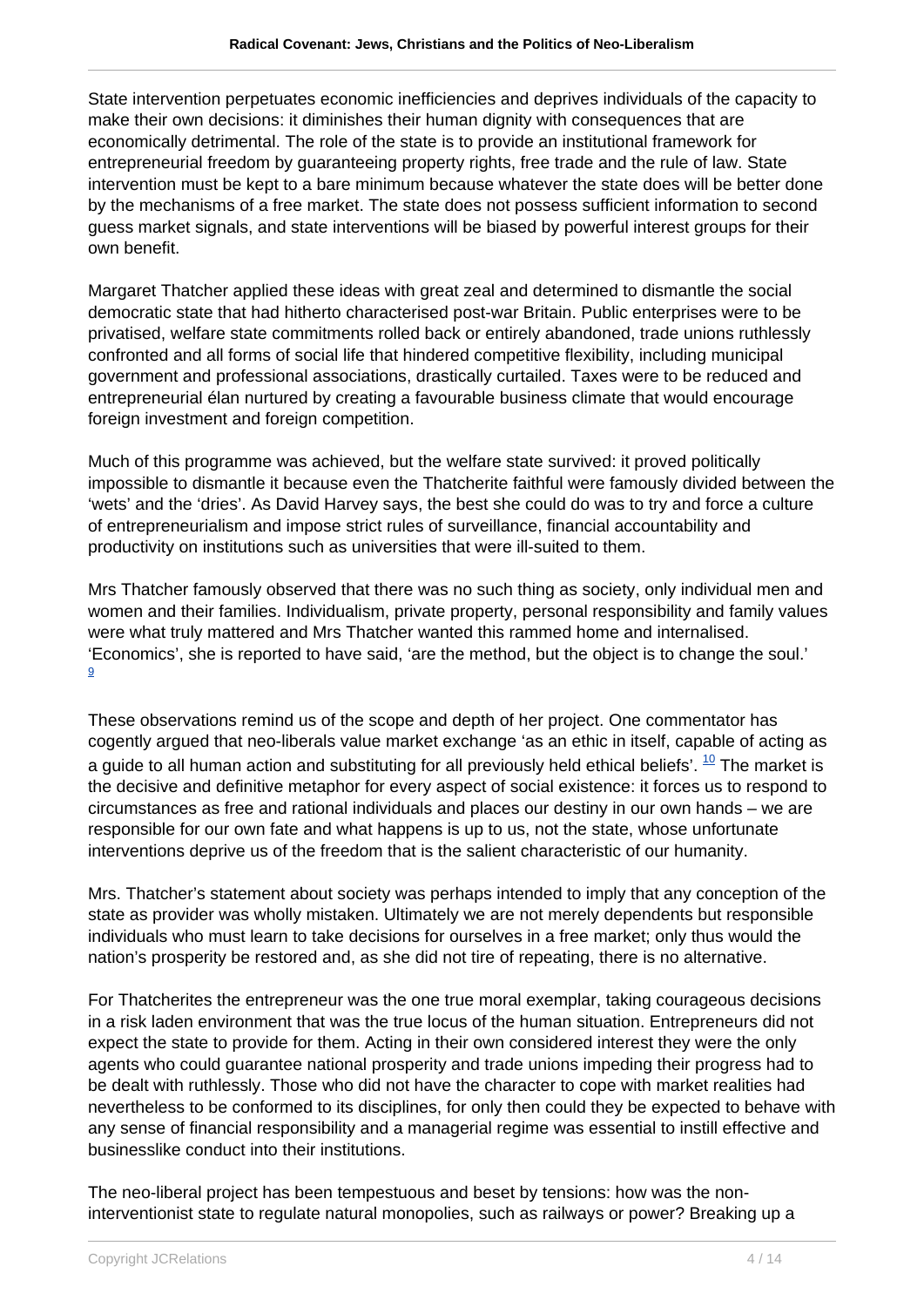State intervention perpetuates economic inefficiencies and deprives individuals of the capacity to make their own decisions: it diminishes their human dignity with consequences that are economically detrimental. The role of the state is to provide an institutional framework for entrepreneurial freedom by guaranteeing property rights, free trade and the rule of law. State intervention must be kept to a bare minimum because whatever the state does will be better done by the mechanisms of a free market. The state does not possess sufficient information to second guess market signals, and state interventions will be biased by powerful interest groups for their own benefit.

Margaret Thatcher applied these ideas with great zeal and determined to dismantle the social democratic state that had hitherto characterised post-war Britain. Public enterprises were to be privatised, welfare state commitments rolled back or entirely abandoned, trade unions ruthlessly confronted and all forms of social life that hindered competitive flexibility, including municipal government and professional associations, drastically curtailed. Taxes were to be reduced and entrepreneurial élan nurtured by creating a favourable business climate that would encourage foreign investment and foreign competition.

Much of this programme was achieved, but the welfare state survived: it proved politically impossible to dismantle it because even the Thatcherite faithful were famously divided between the 'wets' and the 'dries'. As David Harvey says, the best she could do was to try and force a culture of entrepreneurialism and impose strict rules of surveillance, financial accountability and productivity on institutions such as universities that were ill-suited to them.

Mrs Thatcher famously observed that there was no such thing as society, only individual men and women and their families. Individualism, private property, personal responsibility and family values were what truly mattered and Mrs Thatcher wanted this rammed home and internalised. 'Economics', she is reported to have said, 'are the method, but the object is to change the soul.' [9]

These observations remind us of the scope and depth of her project. One commentator has cogently argued that neo-liberals value market exchange 'as an ethic in itself, capable of acting as a guide to all human action and substituting for all previously held ethical beliefs'. [10] The market is the decisive and definitive metaphor for every aspect of social existence: it forces us to respond to circumstances as free and rational individuals and places our destiny in our own hands – we are responsible for our own fate and what happens is up to us, not the state, whose unfortunate interventions deprive us of the freedom that is the salient characteristic of our humanity.

Mrs. Thatcher's statement about society was perhaps intended to imply that any conception of the state as provider was wholly mistaken. Ultimately we are not merely dependents but responsible individuals who must learn to take decisions for ourselves in a free market; only thus would the nation's prosperity be restored and, as she did not tire of repeating, there is no alternative.

For Thatcherites the entrepreneur was the one true moral exemplar, taking courageous decisions in a risk laden environment that was the true locus of the human situation. Entrepreneurs did not expect the state to provide for them. Acting in their own considered interest they were the only agents who could guarantee national prosperity and trade unions impeding their progress had to be dealt with ruthlessly. Those who did not have the character to cope with market realities had nevertheless to be conformed to its disciplines, for only then could they be expected to behave with any sense of financial responsibility and a managerial regime was essential to instill effective and businesslike conduct into their institutions.

The neo-liberal project has been tempestuous and beset by tensions: how was the non-interventionist state to regulate natural monopolies, such as railways or power? Breaking up a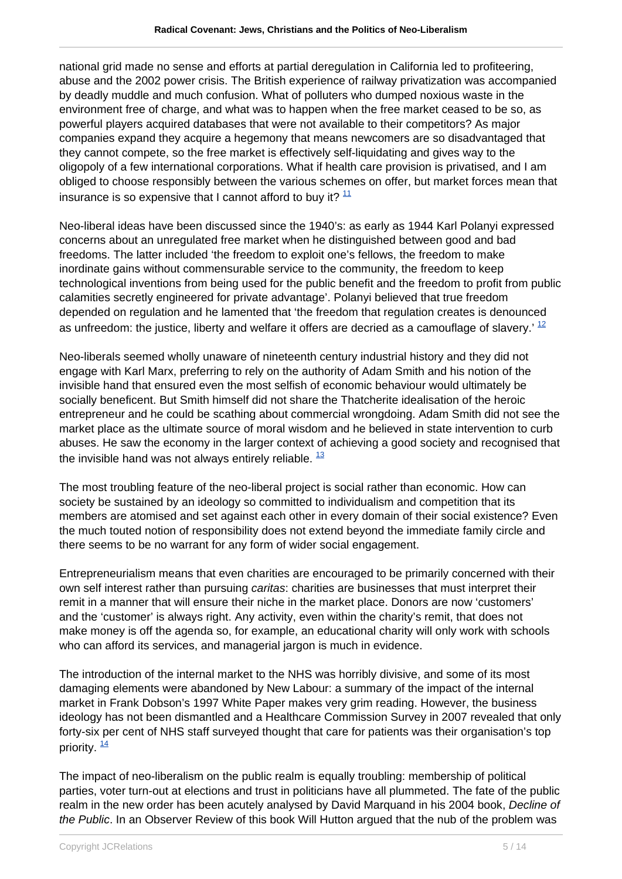national grid made no sense and efforts at partial deregulation in California led to profiteering, abuse and the 2002 power crisis. The British experience of railway privatization was accompanied by deadly muddle and much confusion. What of polluters who dumped noxious waste in the environment free of charge, and what was to happen when the free market ceased to be so, as powerful players acquired databases that were not available to their competitors? As major companies expand they acquire a hegemony that means newcomers are so disadvantaged that they cannot compete, so the free market is effectively self-liquidating and gives way to the oligopoly of a few international corporations. What if health care provision is privatised, and I am obliged to choose responsibly between the various schemes on offer, but market forces mean that insurance is so expensive that I cannot afford to buy it? [11]

Neo-liberal ideas have been discussed since the 1940's: as early as 1944 Karl Polanyi expressed concerns about an unregulated free market when he distinguished between good and bad freedoms. The latter included 'the freedom to exploit one's fellows, the freedom to make inordinate gains without commensurable service to the community, the freedom to keep technological inventions from being used for the public benefit and the freedom to profit from public calamities secretly engineered for private advantage'. Polanyi believed that true freedom depended on regulation and he lamented that 'the freedom that regulation creates is denounced as unfreedom: the justice, liberty and welfare it offers are decried as a camouflage of slavery.' [12]

Neo-liberals seemed wholly unaware of nineteenth century industrial history and they did not engage with Karl Marx, preferring to rely on the authority of Adam Smith and his notion of the invisible hand that ensured even the most selfish of economic behaviour would ultimately be socially beneficent. But Smith himself did not share the Thatcherite idealisation of the heroic entrepreneur and he could be scathing about commercial wrongdoing. Adam Smith did not see the market place as the ultimate source of moral wisdom and he believed in state intervention to curb abuses. He saw the economy in the larger context of achieving a good society and recognised that the invisible hand was not always entirely reliable. [13]

The most troubling feature of the neo-liberal project is social rather than economic. How can society be sustained by an ideology so committed to individualism and competition that its members are atomised and set against each other in every domain of their social existence? Even the much touted notion of responsibility does not extend beyond the immediate family circle and there seems to be no warrant for any form of wider social engagement.

Entrepreneurialism means that even charities are encouraged to be primarily concerned with their own self interest rather than pursuing *caritas*: charities are businesses that must interpret their remit in a manner that will ensure their niche in the market place. Donors are now 'customers' and the 'customer' is always right. Any activity, even within the charity's remit, that does not make money is off the agenda so, for example, an educational charity will only work with schools who can afford its services, and managerial jargon is much in evidence.

The introduction of the internal market to the NHS was horribly divisive, and some of its most damaging elements were abandoned by New Labour: a summary of the impact of the internal market in Frank Dobson's 1997 White Paper makes very grim reading. However, the business ideology has not been dismantled and a Healthcare Commission Survey in 2007 revealed that only forty-six per cent of NHS staff surveyed thought that care for patients was their organisation's top priority. [14]

The impact of neo-liberalism on the public realm is equally troubling: membership of political parties, voter turn-out at elections and trust in politicians have all plummeted. The fate of the public realm in the new order has been acutely analysed by David Marquand in his 2004 book, *Decline of the Public*. In an Observer Review of this book Will Hutton argued that the nub of the problem was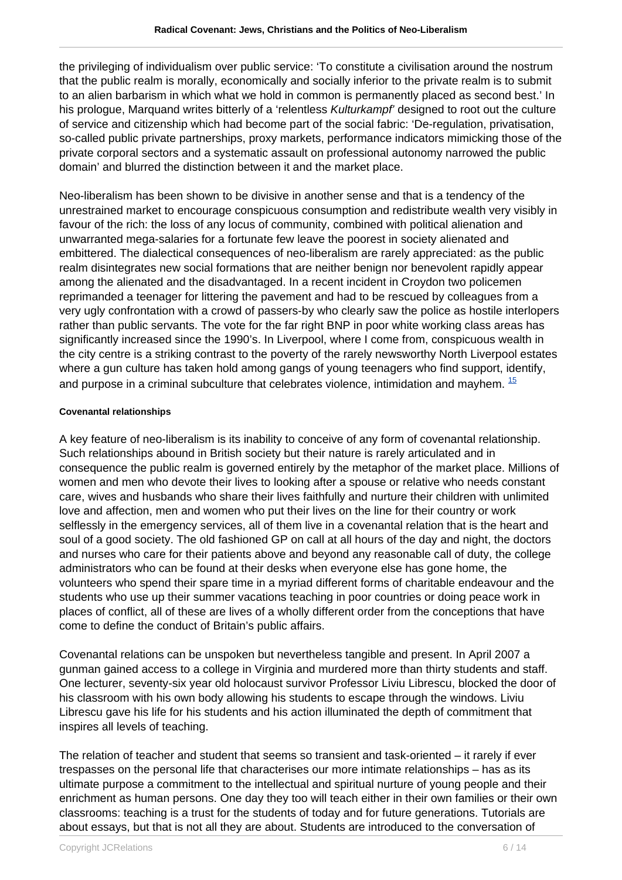the privileging of individualism over public service: 'To constitute a civilisation around the nostrum that the public realm is morally, economically and socially inferior to the private realm is to submit to an alien barbarism in which what we hold in common is permanently placed as second best.' In his prologue, Marquand writes bitterly of a 'relentless *Kulturkampf*' designed to root out the culture of service and citizenship which had become part of the social fabric: 'De-regulation, privatisation, so-called public private partnerships, proxy markets, performance indicators mimicking those of the private corporal sectors and a systematic assault on professional autonomy narrowed the public domain' and blurred the distinction between it and the market place.

Neo-liberalism has been shown to be divisive in another sense and that is a tendency of the unrestrained market to encourage conspicuous consumption and redistribute wealth very visibly in favour of the rich: the loss of any locus of community, combined with political alienation and unwarranted mega-salaries for a fortunate few leave the poorest in society alienated and embittered. The dialectical consequences of neo-liberalism are rarely appreciated: as the public realm disintegrates new social formations that are neither benign nor benevolent rapidly appear among the alienated and the disadvantaged. In a recent incident in Croydon two policemen reprimanded a teenager for littering the pavement and had to be rescued by colleagues from a very ugly confrontation with a crowd of passers-by who clearly saw the police as hostile interlopers rather than public servants. The vote for the far right BNP in poor white working class areas has significantly increased since the 1990's. In Liverpool, where I come from, conspicuous wealth in the city centre is a striking contrast to the poverty of the rarely newsworthy North Liverpool estates where a gun culture has taken hold among gangs of young teenagers who find support, identify, and purpose in a criminal subculture that celebrates violence, intimidation and mayhem. [15]

#### Covenantal relationships

A key feature of neo-liberalism is its inability to conceive of any form of covenantal relationship. Such relationships abound in British society but their nature is rarely articulated and in consequence the public realm is governed entirely by the metaphor of the market place. Millions of women and men who devote their lives to looking after a spouse or relative who needs constant care, wives and husbands who share their lives faithfully and nurture their children with unlimited love and affection, men and women who put their lives on the line for their country or work selflessly in the emergency services, all of them live in a covenantal relation that is the heart and soul of a good society. The old fashioned GP on call at all hours of the day and night, the doctors and nurses who care for their patients above and beyond any reasonable call of duty, the college administrators who can be found at their desks when everyone else has gone home, the volunteers who spend their spare time in a myriad different forms of charitable endeavour and the students who use up their summer vacations teaching in poor countries or doing peace work in places of conflict, all of these are lives of a wholly different order from the conceptions that have come to define the conduct of Britain's public affairs.

Covenantal relations can be unspoken but nevertheless tangible and present. In April 2007 a gunman gained access to a college in Virginia and murdered more than thirty students and staff. One lecturer, seventy-six year old holocaust survivor Professor Liviu Librescu, blocked the door of his classroom with his own body allowing his students to escape through the windows. Liviu Librescu gave his life for his students and his action illuminated the depth of commitment that inspires all levels of teaching.

The relation of teacher and student that seems so transient and task-oriented – it rarely if ever trespasses on the personal life that characterises our more intimate relationships – has as its ultimate purpose a commitment to the intellectual and spiritual nurture of young people and their enrichment as human persons. One day they too will teach either in their own families or their own classrooms: teaching is a trust for the students of today and for future generations. Tutorials are about essays, but that is not all they are about. Students are introduced to the conversation of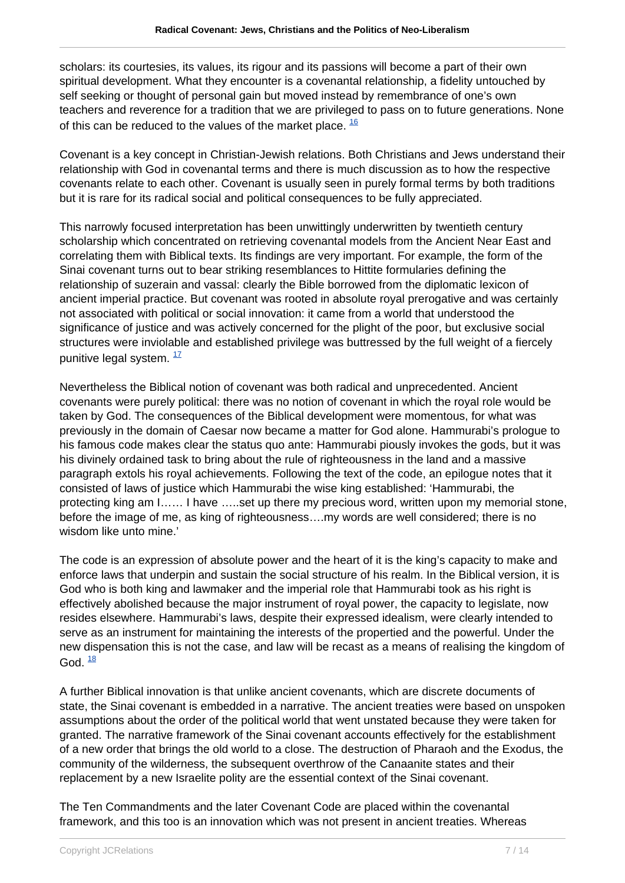scholars: its courtesies, its values, its rigour and its passions will become a part of their own spiritual development. What they encounter is a covenantal relationship, a fidelity untouched by self seeking or thought of personal gain but moved instead by remembrance of one's own teachers and reverence for a tradition that we are privileged to pass on to future generations. None of this can be reduced to the values of the market place. [16]

Covenant is a key concept in Christian-Jewish relations. Both Christians and Jews understand their relationship with God in covenantal terms and there is much discussion as to how the respective covenants relate to each other. Covenant is usually seen in purely formal terms by both traditions but it is rare for its radical social and political consequences to be fully appreciated.

This narrowly focused interpretation has been unwittingly underwritten by twentieth century scholarship which concentrated on retrieving covenantal models from the Ancient Near East and correlating them with Biblical texts. Its findings are very important. For example, the form of the Sinai covenant turns out to bear striking resemblances to Hittite formularies defining the relationship of suzerain and vassal: clearly the Bible borrowed from the diplomatic lexicon of ancient imperial practice. But covenant was rooted in absolute royal prerogative and was certainly not associated with political or social innovation: it came from a world that understood the significance of justice and was actively concerned for the plight of the poor, but exclusive social structures were inviolable and established privilege was buttressed by the full weight of a fiercely punitive legal system. [17]

Nevertheless the Biblical notion of covenant was both radical and unprecedented. Ancient covenants were purely political: there was no notion of covenant in which the royal role would be taken by God. The consequences of the Biblical development were momentous, for what was previously in the domain of Caesar now became a matter for God alone. Hammurabi's prologue to his famous code makes clear the status quo ante: Hammurabi piously invokes the gods, but it was his divinely ordained task to bring about the rule of righteousness in the land and a massive paragraph extols his royal achievements. Following the text of the code, an epilogue notes that it consisted of laws of justice which Hammurabi the wise king established: 'Hammurabi, the protecting king am I…… I have …..set up there my precious word, written upon my memorial stone, before the image of me, as king of righteousness….my words are well considered; there is no wisdom like unto mine.'

The code is an expression of absolute power and the heart of it is the king's capacity to make and enforce laws that underpin and sustain the social structure of his realm. In the Biblical version, it is God who is both king and lawmaker and the imperial role that Hammurabi took as his right is effectively abolished because the major instrument of royal power, the capacity to legislate, now resides elsewhere. Hammurabi's laws, despite their expressed idealism, were clearly intended to serve as an instrument for maintaining the interests of the propertied and the powerful. Under the new dispensation this is not the case, and law will be recast as a means of realising the kingdom of God. [18]

A further Biblical innovation is that unlike ancient covenants, which are discrete documents of state, the Sinai covenant is embedded in a narrative. The ancient treaties were based on unspoken assumptions about the order of the political world that went unstated because they were taken for granted. The narrative framework of the Sinai covenant accounts effectively for the establishment of a new order that brings the old world to a close. The destruction of Pharaoh and the Exodus, the community of the wilderness, the subsequent overthrow of the Canaanite states and their replacement by a new Israelite polity are the essential context of the Sinai covenant.

The Ten Commandments and the later Covenant Code are placed within the covenantal framework, and this too is an innovation which was not present in ancient treaties. Whereas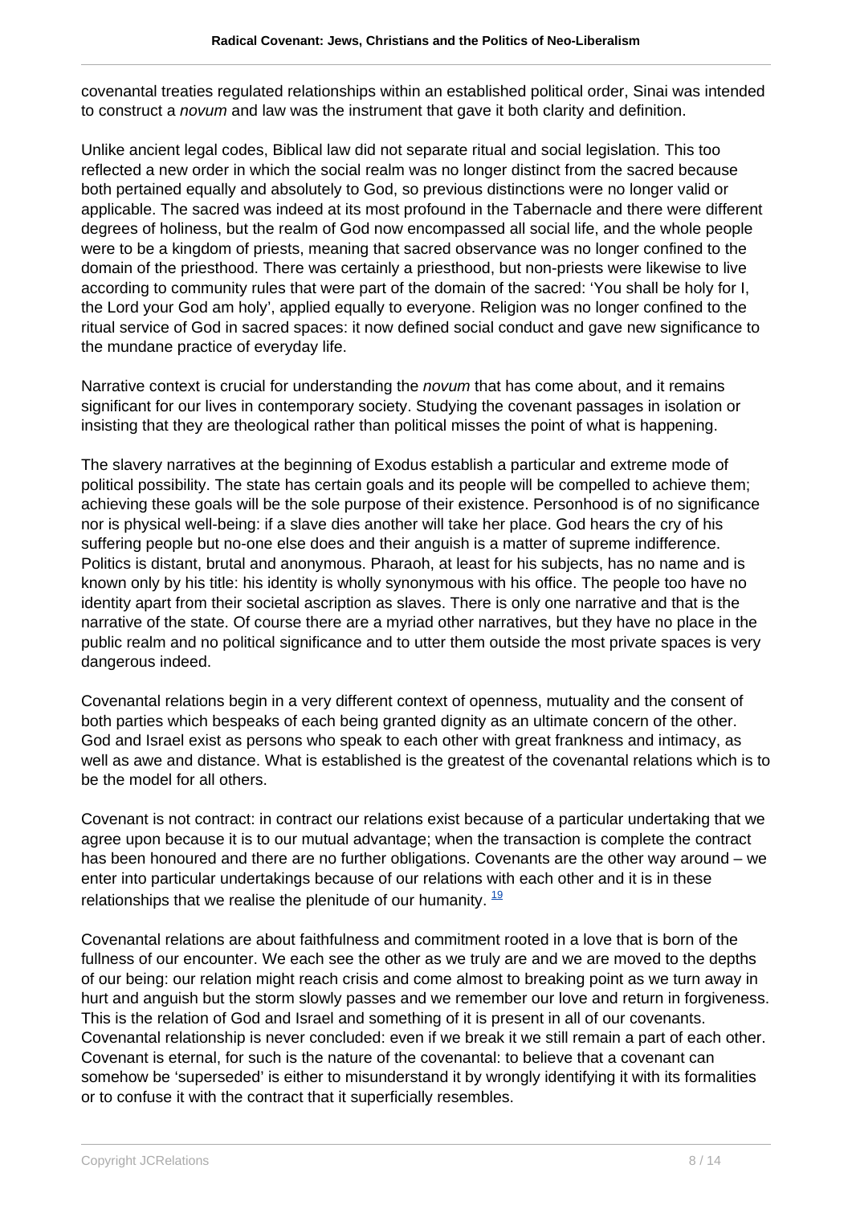covenantal treaties regulated relationships within an established political order, Sinai was intended to construct a *novum* and law was the instrument that gave it both clarity and definition.

Unlike ancient legal codes, Biblical law did not separate ritual and social legislation. This too reflected a new order in which the social realm was no longer distinct from the sacred because both pertained equally and absolutely to God, so previous distinctions were no longer valid or applicable. The sacred was indeed at its most profound in the Tabernacle and there were different degrees of holiness, but the realm of God now encompassed all social life, and the whole people were to be a kingdom of priests, meaning that sacred observance was no longer confined to the domain of the priesthood. There was certainly a priesthood, but non-priests were likewise to live according to community rules that were part of the domain of the sacred: 'You shall be holy for I, the Lord your God am holy', applied equally to everyone. Religion was no longer confined to the ritual service of God in sacred spaces: it now defined social conduct and gave new significance to the mundane practice of everyday life.

Narrative context is crucial for understanding the *novum* that has come about, and it remains significant for our lives in contemporary society. Studying the covenant passages in isolation or insisting that they are theological rather than political misses the point of what is happening.

The slavery narratives at the beginning of Exodus establish a particular and extreme mode of political possibility. The state has certain goals and its people will be compelled to achieve them; achieving these goals will be the sole purpose of their existence. Personhood is of no significance nor is physical well-being: if a slave dies another will take her place. God hears the cry of his suffering people but no-one else does and their anguish is a matter of supreme indifference. Politics is distant, brutal and anonymous. Pharaoh, at least for his subjects, has no name and is known only by his title: his identity is wholly synonymous with his office. The people too have no identity apart from their societal ascription as slaves. There is only one narrative and that is the narrative of the state. Of course there are a myriad other narratives, but they have no place in the public realm and no political significance and to utter them outside the most private spaces is very dangerous indeed.

Covenantal relations begin in a very different context of openness, mutuality and the consent of both parties which bespeaks of each being granted dignity as an ultimate concern of the other. God and Israel exist as persons who speak to each other with great frankness and intimacy, as well as awe and distance. What is established is the greatest of the covenantal relations which is to be the model for all others.

Covenant is not contract: in contract our relations exist because of a particular undertaking that we agree upon because it is to our mutual advantage; when the transaction is complete the contract has been honoured and there are no further obligations. Covenants are the other way around – we enter into particular undertakings because of our relations with each other and it is in these relationships that we realise the plenitude of our humanity. [19]

Covenantal relations are about faithfulness and commitment rooted in a love that is born of the fullness of our encounter. We each see the other as we truly are and we are moved to the depths of our being: our relation might reach crisis and come almost to breaking point as we turn away in hurt and anguish but the storm slowly passes and we remember our love and return in forgiveness. This is the relation of God and Israel and something of it is present in all of our covenants. Covenantal relationship is never concluded: even if we break it we still remain a part of each other. Covenant is eternal, for such is the nature of the covenantal: to believe that a covenant can somehow be 'superseded' is either to misunderstand it by wrongly identifying it with its formalities or to confuse it with the contract that it superficially resembles.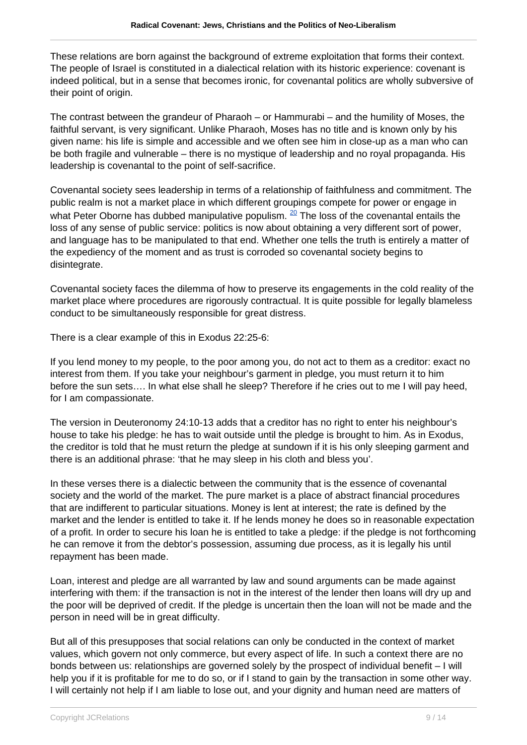These relations are born against the background of extreme exploitation that forms their context. The people of Israel is constituted in a dialectical relation with its historic experience: covenant is indeed political, but in a sense that becomes ironic, for covenantal politics are wholly subversive of their point of origin.

The contrast between the grandeur of Pharaoh – or Hammurabi – and the humility of Moses, the faithful servant, is very significant. Unlike Pharaoh, Moses has no title and is known only by his given name: his life is simple and accessible and we often see him in close-up as a man who can be both fragile and vulnerable – there is no mystique of leadership and no royal propaganda. His leadership is covenantal to the point of self-sacrifice.

Covenantal society sees leadership in terms of a relationship of faithfulness and commitment. The public realm is not a market place in which different groupings compete for power or engage in what Peter Oborne has dubbed manipulative populism. [20] The loss of the covenantal entails the loss of any sense of public service: politics is now about obtaining a very different sort of power, and language has to be manipulated to that end. Whether one tells the truth is entirely a matter of the expediency of the moment and as trust is corroded so covenantal society begins to disintegrate.

Covenantal society faces the dilemma of how to preserve its engagements in the cold reality of the market place where procedures are rigorously contractual. It is quite possible for legally blameless conduct to be simultaneously responsible for great distress.

There is a clear example of this in Exodus 22:25-6:

If you lend money to my people, to the poor among you, do not act to them as a creditor: exact no interest from them. If you take your neighbour's garment in pledge, you must return it to him before the sun sets…. In what else shall he sleep? Therefore if he cries out to me I will pay heed, for I am compassionate.

The version in Deuteronomy 24:10-13 adds that a creditor has no right to enter his neighbour's house to take his pledge: he has to wait outside until the pledge is brought to him. As in Exodus, the creditor is told that he must return the pledge at sundown if it is his only sleeping garment and there is an additional phrase: 'that he may sleep in his cloth and bless you'.

In these verses there is a dialectic between the community that is the essence of covenantal society and the world of the market. The pure market is a place of abstract financial procedures that are indifferent to particular situations. Money is lent at interest; the rate is defined by the market and the lender is entitled to take it. If he lends money he does so in reasonable expectation of a profit. In order to secure his loan he is entitled to take a pledge: if the pledge is not forthcoming he can remove it from the debtor's possession, assuming due process, as it is legally his until repayment has been made.

Loan, interest and pledge are all warranted by law and sound arguments can be made against interfering with them: if the transaction is not in the interest of the lender then loans will dry up and the poor will be deprived of credit. If the pledge is uncertain then the loan will not be made and the person in need will be in great difficulty.

But all of this presupposes that social relations can only be conducted in the context of market values, which govern not only commerce, but every aspect of life. In such a context there are no bonds between us: relationships are governed solely by the prospect of individual benefit – I will help you if it is profitable for me to do so, or if I stand to gain by the transaction in some other way. I will certainly not help if I am liable to lose out, and your dignity and human need are matters of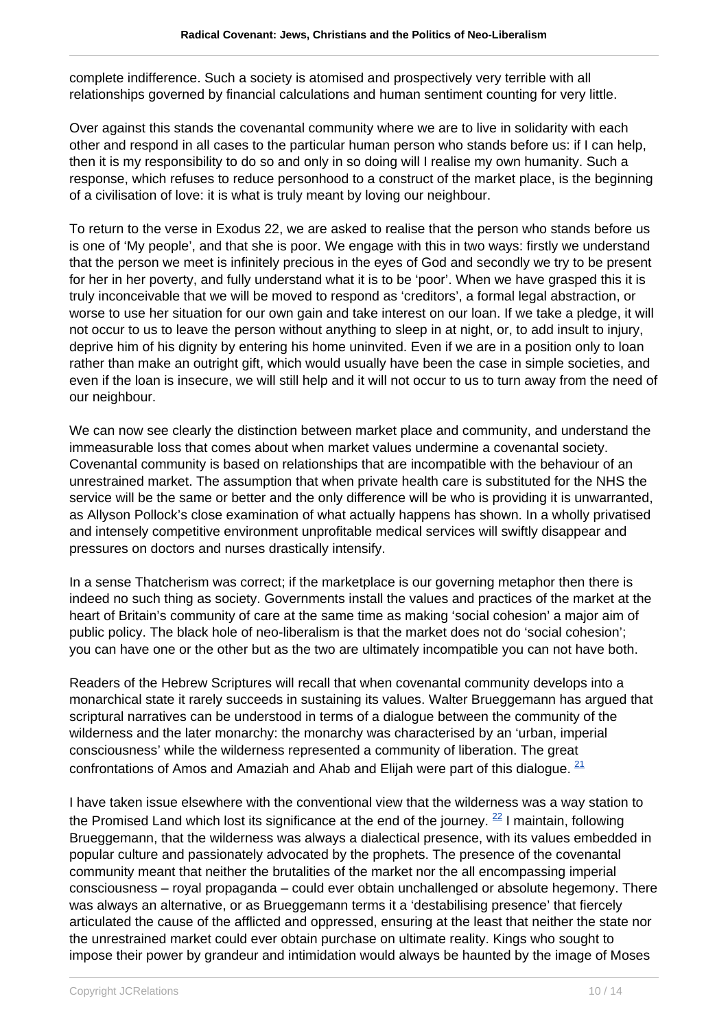complete indifference. Such a society is atomised and prospectively very terrible with all relationships governed by financial calculations and human sentiment counting for very little.

Over against this stands the covenantal community where we are to live in solidarity with each other and respond in all cases to the particular human person who stands before us: if I can help, then it is my responsibility to do so and only in so doing will I realise my own humanity. Such a response, which refuses to reduce personhood to a construct of the market place, is the beginning of a civilisation of love: it is what is truly meant by loving our neighbour.

To return to the verse in Exodus 22, we are asked to realise that the person who stands before us is one of 'My people', and that she is poor. We engage with this in two ways: firstly we understand that the person we meet is infinitely precious in the eyes of God and secondly we try to be present for her in her poverty, and fully understand what it is to be 'poor'. When we have grasped this it is truly inconceivable that we will be moved to respond as 'creditors', a formal legal abstraction, or worse to use her situation for our own gain and take interest on our loan. If we take a pledge, it will not occur to us to leave the person without anything to sleep in at night, or, to add insult to injury, deprive him of his dignity by entering his home uninvited. Even if we are in a position only to loan rather than make an outright gift, which would usually have been the case in simple societies, and even if the loan is insecure, we will still help and it will not occur to us to turn away from the need of our neighbour.

We can now see clearly the distinction between market place and community, and understand the immeasurable loss that comes about when market values undermine a covenantal society. Covenantal community is based on relationships that are incompatible with the behaviour of an unrestrained market. The assumption that when private health care is substituted for the NHS the service will be the same or better and the only difference will be who is providing it is unwarranted, as Allyson Pollock's close examination of what actually happens has shown. In a wholly privatised and intensely competitive environment unprofitable medical services will swiftly disappear and pressures on doctors and nurses drastically intensify.

In a sense Thatcherism was correct; if the marketplace is our governing metaphor then there is indeed no such thing as society. Governments install the values and practices of the market at the heart of Britain's community of care at the same time as making 'social cohesion' a major aim of public policy. The black hole of neo-liberalism is that the market does not do 'social cohesion'; you can have one or the other but as the two are ultimately incompatible you can not have both.

Readers of the Hebrew Scriptures will recall that when covenantal community develops into a monarchical state it rarely succeeds in sustaining its values. Walter Brueggemann has argued that scriptural narratives can be understood in terms of a dialogue between the community of the wilderness and the later monarchy: the monarchy was characterised by an 'urban, imperial consciousness' while the wilderness represented a community of liberation. The great confrontations of Amos and Amaziah and Ahab and Elijah were part of this dialogue. [21]

I have taken issue elsewhere with the conventional view that the wilderness was a way station to the Promised Land which lost its significance at the end of the journey. [22] I maintain, following Brueggemann, that the wilderness was always a dialectical presence, with its values embedded in popular culture and passionately advocated by the prophets. The presence of the covenantal community meant that neither the brutalities of the market nor the all encompassing imperial consciousness – royal propaganda – could ever obtain unchallenged or absolute hegemony. There was always an alternative, or as Brueggemann terms it a 'destabilising presence' that fiercely articulated the cause of the afflicted and oppressed, ensuring at the least that neither the state nor the unrestrained market could ever obtain purchase on ultimate reality. Kings who sought to impose their power by grandeur and intimidation would always be haunted by the image of Moses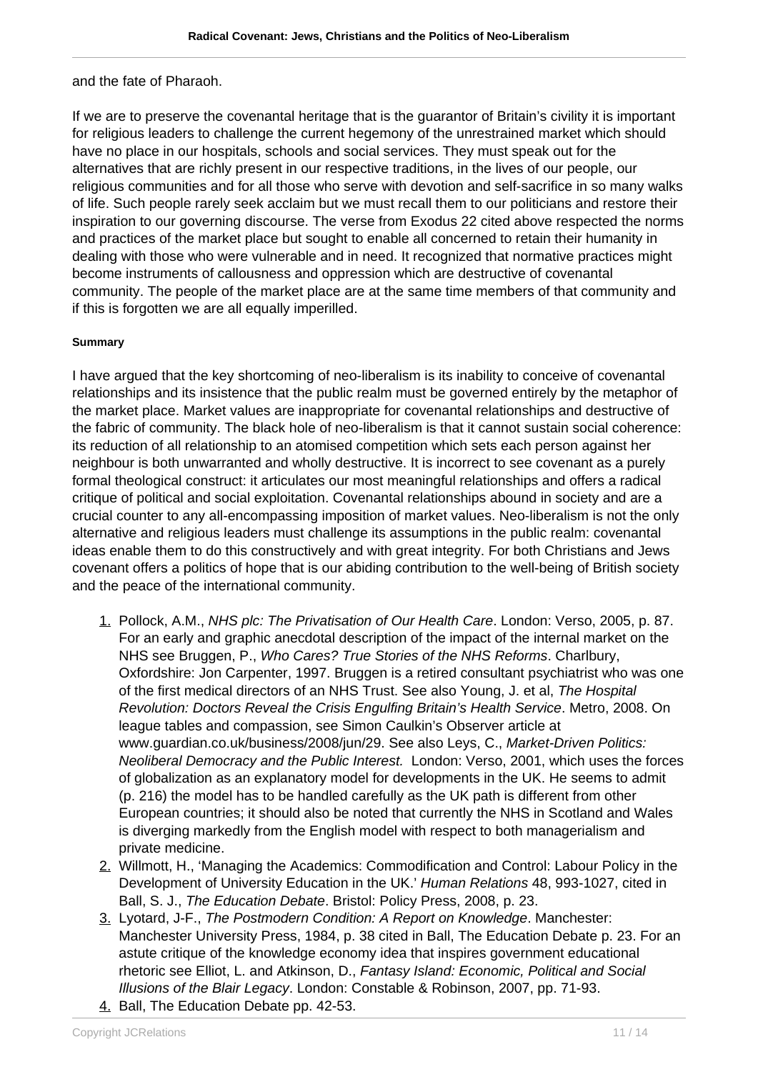and the fate of Pharaoh.

If we are to preserve the covenantal heritage that is the guarantor of Britain's civility it is important for religious leaders to challenge the current hegemony of the unrestrained market which should have no place in our hospitals, schools and social services. They must speak out for the alternatives that are richly present in our respective traditions, in the lives of our people, our religious communities and for all those who serve with devotion and self-sacrifice in so many walks of life. Such people rarely seek acclaim but we must recall them to our politicians and restore their inspiration to our governing discourse. The verse from Exodus 22 cited above respected the norms and practices of the market place but sought to enable all concerned to retain their humanity in dealing with those who were vulnerable and in need. It recognized that normative practices might become instruments of callousness and oppression which are destructive of covenantal community. The people of the market place are at the same time members of that community and if this is forgotten we are all equally imperilled.

#### Summary

I have argued that the key shortcoming of neo-liberalism is its inability to conceive of covenantal relationships and its insistence that the public realm must be governed entirely by the metaphor of the market place. Market values are inappropriate for covenantal relationships and destructive of the fabric of community. The black hole of neo-liberalism is that it cannot sustain social coherence: its reduction of all relationship to an atomised competition which sets each person against her neighbour is both unwarranted and wholly destructive. It is incorrect to see covenant as a purely formal theological construct: it articulates our most meaningful relationships and offers a radical critique of political and social exploitation. Covenantal relationships abound in society and are a crucial counter to any all-encompassing imposition of market values. Neo-liberalism is not the only alternative and religious leaders must challenge its assumptions in the public realm: covenantal ideas enable them to do this constructively and with great integrity. For both Christians and Jews covenant offers a politics of hope that is our abiding contribution to the well-being of British society and the peace of the international community.

1. Pollock, A.M., *NHS plc: The Privatisation of Our Health Care*. London: Verso, 2005, p. 87. For an early and graphic anecdotal description of the impact of the internal market on the NHS see Bruggen, P., *Who Cares? True Stories of the NHS Reforms*. Charlbury, Oxfordshire: Jon Carpenter, 1997. Bruggen is a retired consultant psychiatrist who was one of the first medical directors of an NHS Trust. See also Young, J. et al, *The Hospital Revolution: Doctors Reveal the Crisis Engulfing Britain's Health Service*. Metro, 2008. On league tables and compassion, see Simon Caulkin's Observer article at www.guardian.co.uk/business/2008/jun/29. See also Leys, C., *Market-Driven Politics: Neoliberal Democracy and the Public Interest.* London: Verso, 2001, which uses the forces of globalization as an explanatory model for developments in the UK. He seems to admit (p. 216) the model has to be handled carefully as the UK path is different from other European countries; it should also be noted that currently the NHS in Scotland and Wales is diverging markedly from the English model with respect to both managerialism and private medicine.
2. Willmott, H., 'Managing the Academics: Commodification and Control: Labour Policy in the Development of University Education in the UK.' *Human Relations* 48, 993-1027, cited in Ball, S. J., *The Education Debate*. Bristol: Policy Press, 2008, p. 23.
3. Lyotard, J-F., *The Postmodern Condition: A Report on Knowledge*. Manchester: Manchester University Press, 1984, p. 38 cited in Ball, The Education Debate p. 23. For an astute critique of the knowledge economy idea that inspires government educational rhetoric see Elliot, L. and Atkinson, D., *Fantasy Island: Economic, Political and Social Illusions of the Blair Legacy*. London: Constable & Robinson, 2007, pp. 71-93.
4. Ball, The Education Debate pp. 42-53.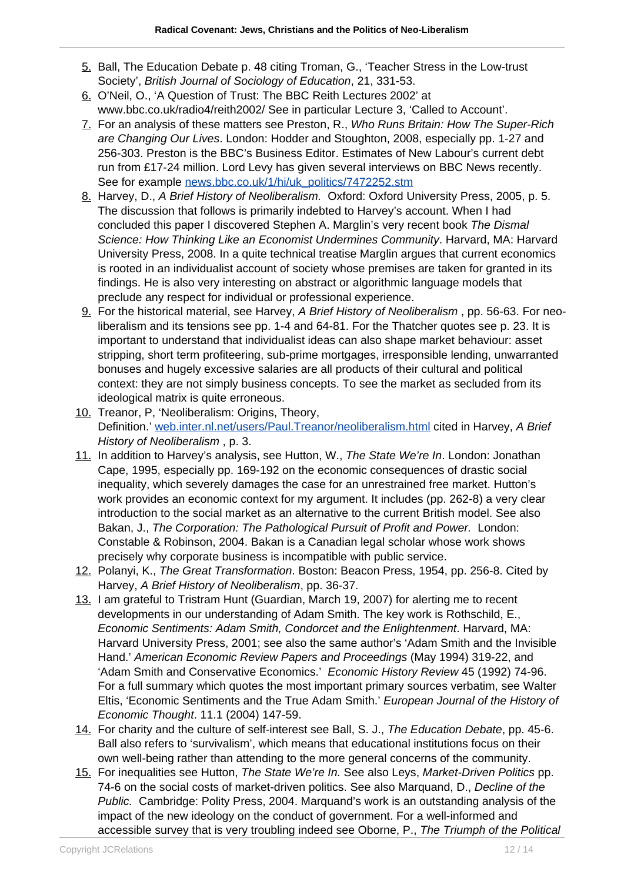5. Ball, The Education Debate p. 48 citing Troman, G., 'Teacher Stress in the Low-trust Society', *British Journal of Sociology of Education*, 21, 331-53.
6. O'Neil, O., 'A Question of Trust: The BBC Reith Lectures 2002' at www.bbc.co.uk/radio4/reith2002/ See in particular Lecture 3, 'Called to Account'.
7. For an analysis of these matters see Preston, R., *Who Runs Britain: How The Super-Rich are Changing Our Lives*. London: Hodder and Stoughton, 2008, especially pp. 1-27 and 256-303. Preston is the BBC's Business Editor. Estimates of New Labour's current debt run from £17-24 million. Lord Levy has given several interviews on BBC News recently. See for example [news.bbc.co.uk/1/hi/uk_politics/7472252.stm](news.bbc.co.uk/1/hi/uk_politics/7472252.stm)
8. Harvey, D., *A Brief History of Neoliberalism.* Oxford: Oxford University Press, 2005, p. 5. The discussion that follows is primarily indebted to Harvey's account. When I had concluded this paper I discovered Stephen A. Marglin's very recent book *The Dismal Science: How Thinking Like an Economist Undermines Community*. Harvard, MA: Harvard University Press, 2008. In a quite technical treatise Marglin argues that current economics is rooted in an individualist account of society whose premises are taken for granted in its findings. He is also very interesting on abstract or algorithmic language models that preclude any respect for individual or professional experience.
9. For the historical material, see Harvey, *A Brief History of Neoliberalism* , pp. 56-63. For neo-liberalism and its tensions see pp. 1-4 and 64-81. For the Thatcher quotes see p. 23. It is important to understand that individualist ideas can also shape market behaviour: asset stripping, short term profiteering, sub-prime mortgages, irresponsible lending, unwarranted bonuses and hugely excessive salaries are all products of their cultural and political context: they are not simply business concepts. To see the market as secluded from its ideological matrix is quite erroneous.
10. Treanor, P, 'Neoliberalism: Origins, Theory, Definition.' [web.inter.nl.net/users/Paul.Treanor/neoliberalism.html](web.inter.nl.net/users/Paul.Treanor/neoliberalism.html) cited in Harvey, *A Brief History of Neoliberalism* , p. 3.
11. In addition to Harvey's analysis, see Hutton, W., *The State We're In*. London: Jonathan Cape, 1995, especially pp. 169-192 on the economic consequences of drastic social inequality, which severely damages the case for an unrestrained free market. Hutton's work provides an economic context for my argument. It includes (pp. 262-8) a very clear introduction to the social market as an alternative to the current British model. See also Bakan, J., *The Corporation: The Pathological Pursuit of Profit and Power.* London: Constable & Robinson, 2004. Bakan is a Canadian legal scholar whose work shows precisely why corporate business is incompatible with public service.
12. Polanyi, K., *The Great Transformation*. Boston: Beacon Press, 1954, pp. 256-8. Cited by Harvey, *A Brief History of Neoliberalism*, pp. 36-37.
13. I am grateful to Tristram Hunt (Guardian, March 19, 2007) for alerting me to recent developments in our understanding of Adam Smith. The key work is Rothschild, E., *Economic Sentiments: Adam Smith, Condorcet and the Enlightenment*. Harvard, MA: Harvard University Press, 2001; see also the same author's 'Adam Smith and the Invisible Hand.' *American Economic Review Papers and Proceedings* (May 1994) 319-22, and 'Adam Smith and Conservative Economics.' *Economic History Review* 45 (1992) 74-96. For a full summary which quotes the most important primary sources verbatim, see Walter Eltis, 'Economic Sentiments and the True Adam Smith.' *European Journal of the History of Economic Thought*. 11.1 (2004) 147-59.
14. For charity and the culture of self-interest see Ball, S. J., *The Education Debate*, pp. 45-6. Ball also refers to 'survivalism', which means that educational institutions focus on their own well-being rather than attending to the more general concerns of the community.
15. For inequalities see Hutton, *The State We're In.* See also Leys, *Market-Driven Politics* pp. 74-6 on the social costs of market-driven politics. See also Marquand, D., *Decline of the Public.* Cambridge: Polity Press, 2004. Marquand's work is an outstanding analysis of the impact of the new ideology on the conduct of government. For a well-informed and accessible survey that is very troubling indeed see Oborne, P., *The Triumph of the Political*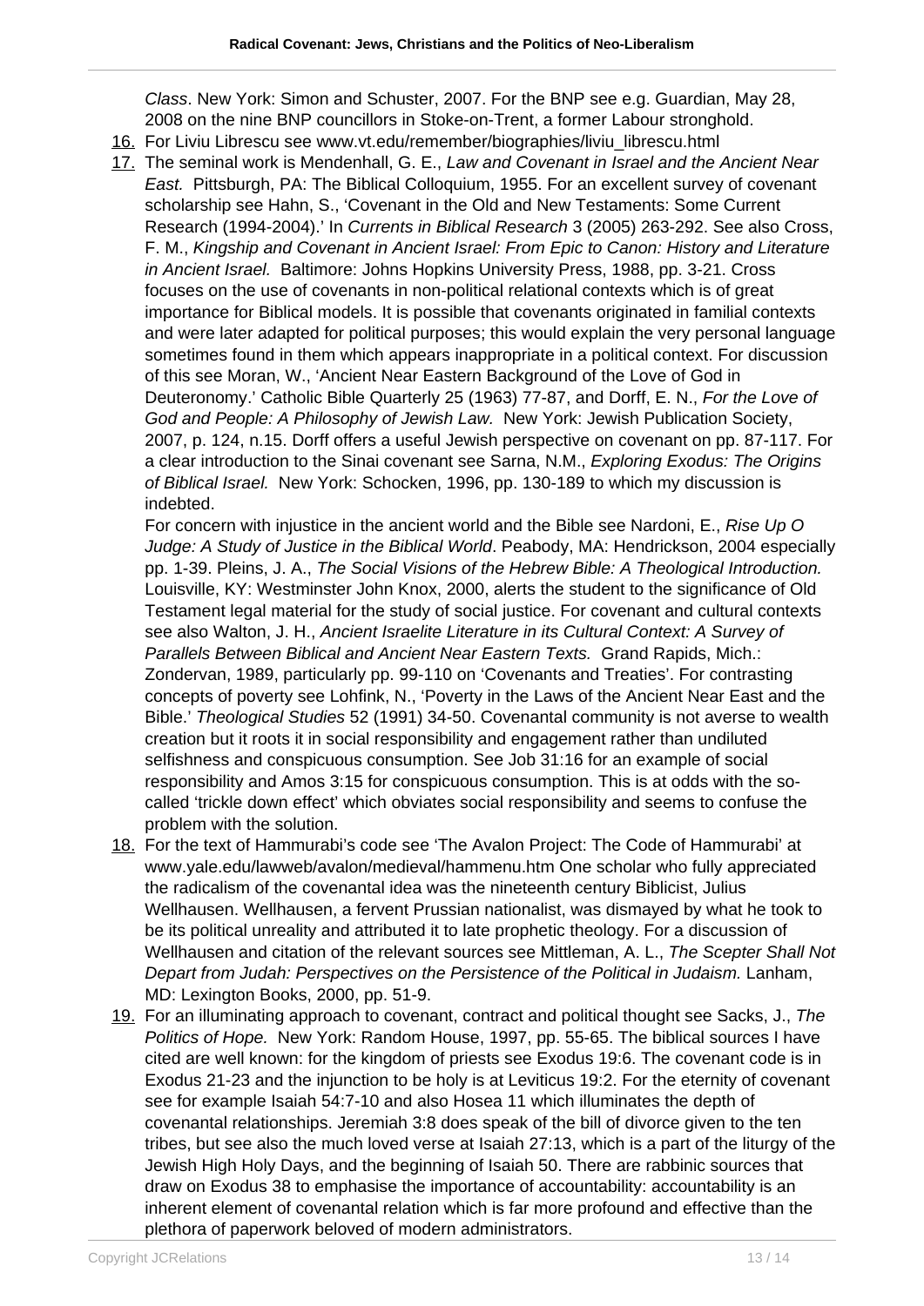*Class*. New York: Simon and Schuster, 2007. For the BNP see e.g. Guardian, May 28, 2008 on the nine BNP councillors in Stoke-on-Trent, a former Labour stronghold.

16. For Liviu Librescu see www.vt.edu/remember/biographies/liviu_librescu.html
17. The seminal work is Mendenhall, G. E., *Law and Covenant in Israel and the Ancient Near East.* Pittsburgh, PA: The Biblical Colloquium, 1955. For an excellent survey of covenant scholarship see Hahn, S., 'Covenant in the Old and New Testaments: Some Current Research (1994-2004).' In *Currents in Biblical Research* 3 (2005) 263-292. See also Cross, F. M., *Kingship and Covenant in Ancient Israel: From Epic to Canon: History and Literature in Ancient Israel.* Baltimore: Johns Hopkins University Press, 1988, pp. 3-21. Cross focuses on the use of covenants in non-political relational contexts which is of great importance for Biblical models. It is possible that covenants originated in familial contexts and were later adapted for political purposes; this would explain the very personal language sometimes found in them which appears inappropriate in a political context. For discussion of this see Moran, W., 'Ancient Near Eastern Background of the Love of God in Deuteronomy.' Catholic Bible Quarterly 25 (1963) 77-87, and Dorff, E. N., *For the Love of God and People: A Philosophy of Jewish Law.* New York: Jewish Publication Society, 2007, p. 124, n.15. Dorff offers a useful Jewish perspective on covenant on pp. 87-117. For a clear introduction to the Sinai covenant see Sarna, N.M., *Exploring Exodus: The Origins of Biblical Israel.* New York: Schocken, 1996, pp. 130-189 to which my discussion is indebted.

    For concern with injustice in the ancient world and the Bible see Nardoni, E., *Rise Up O Judge: A Study of Justice in the Biblical World*. Peabody, MA: Hendrickson, 2004 especially pp. 1-39. Pleins, J. A., *The Social Visions of the Hebrew Bible: A Theological Introduction.* Louisville, KY: Westminster John Knox, 2000, alerts the student to the significance of Old Testament legal material for the study of social justice. For covenant and cultural contexts see also Walton, J. H., *Ancient Israelite Literature in its Cultural Context: A Survey of Parallels Between Biblical and Ancient Near Eastern Texts.* Grand Rapids, Mich.: Zondervan, 1989, particularly pp. 99-110 on 'Covenants and Treaties'. For contrasting concepts of poverty see Lohfink, N., 'Poverty in the Laws of the Ancient Near East and the Bible.' *Theological Studies* 52 (1991) 34-50. Covenantal community is not averse to wealth creation but it roots it in social responsibility and engagement rather than undiluted selfishness and conspicuous consumption. See Job 31:16 for an example of social responsibility and Amos 3:15 for conspicuous consumption. This is at odds with the so-called 'trickle down effect' which obviates social responsibility and seems to confuse the problem with the solution.
18. For the text of Hammurabi's code see 'The Avalon Project: The Code of Hammurabi' at www.yale.edu/lawweb/avalon/medieval/hammenu.htm One scholar who fully appreciated the radicalism of the covenantal idea was the nineteenth century Biblicist, Julius Wellhausen. Wellhausen, a fervent Prussian nationalist, was dismayed by what he took to be its political unreality and attributed it to late prophetic theology. For a discussion of Wellhausen and citation of the relevant sources see Mittleman, A. L., *The Scepter Shall Not Depart from Judah: Perspectives on the Persistence of the Political in Judaism.* Lanham, MD: Lexington Books, 2000, pp. 51-9.
19. For an illuminating approach to covenant, contract and political thought see Sacks, J., *The Politics of Hope.* New York: Random House, 1997, pp. 55-65. The biblical sources I have cited are well known: for the kingdom of priests see Exodus 19:6. The covenant code is in Exodus 21-23 and the injunction to be holy is at Leviticus 19:2. For the eternity of covenant see for example Isaiah 54:7-10 and also Hosea 11 which illuminates the depth of covenantal relationships. Jeremiah 3:8 does speak of the bill of divorce given to the ten tribes, but see also the much loved verse at Isaiah 27:13, which is a part of the liturgy of the Jewish High Holy Days, and the beginning of Isaiah 50. There are rabbinic sources that draw on Exodus 38 to emphasise the importance of accountability: accountability is an inherent element of covenantal relation which is far more profound and effective than the plethora of paperwork beloved of modern administrators.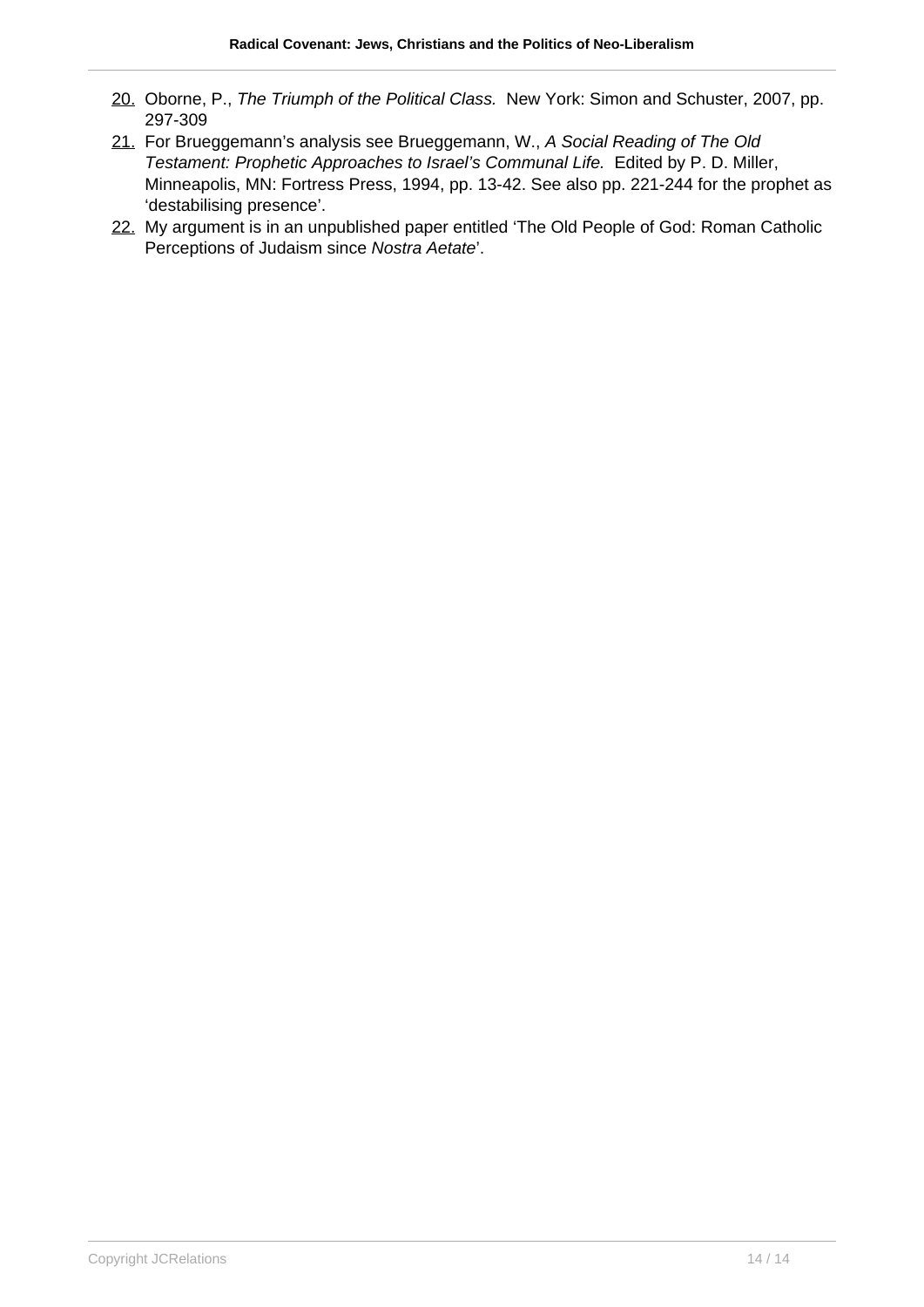20. Oborne, P., *The Triumph of the Political Class.* New York: Simon and Schuster, 2007, pp. 297-309
21. For Brueggemann's analysis see Brueggemann, W., *A Social Reading of The Old Testament: Prophetic Approaches to Israel's Communal Life.* Edited by P. D. Miller, Minneapolis, MN: Fortress Press, 1994, pp. 13-42. See also pp. 221-244 for the prophet as 'destabilising presence'.
22. My argument is in an unpublished paper entitled 'The Old People of God: Roman Catholic Perceptions of Judaism since *Nostra Aetate*'.